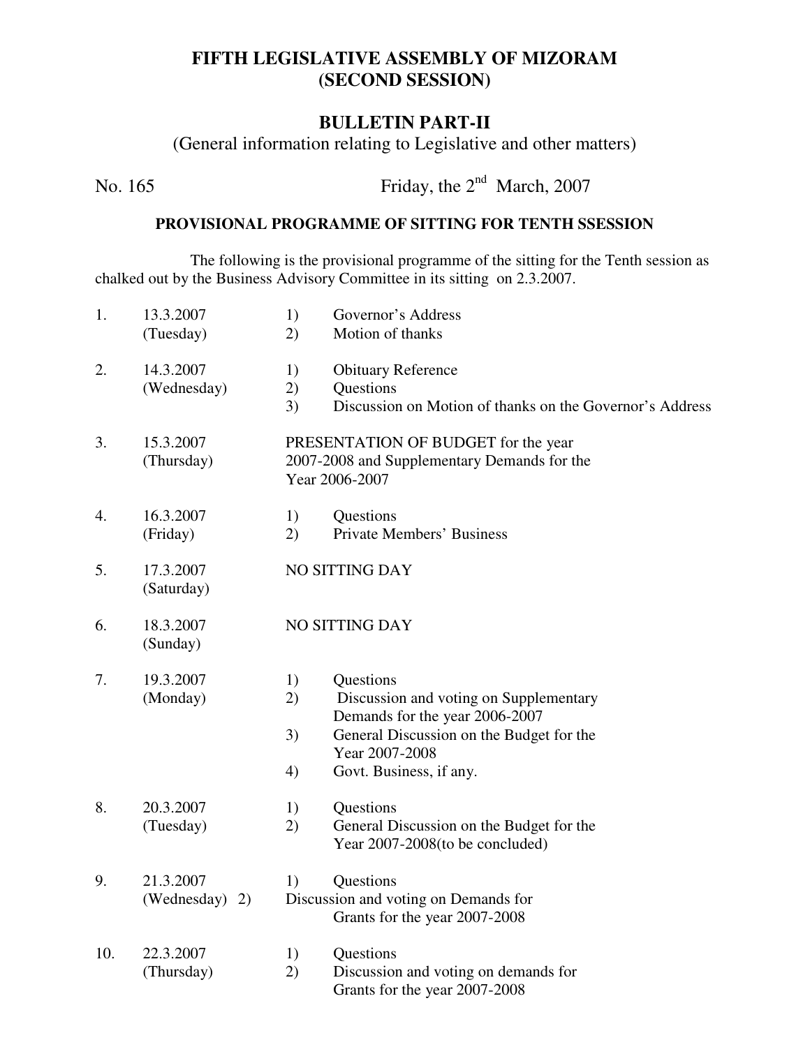# FIFTH LEGISLATIVE ASSEMBLY OF MIZORAM
# (SECOND SESSION)

## BULLETIN PART-II

(General information relating to Legislative and other matters)

No. 165 Friday, the 2nd March, 2007

### PROVISIONAL PROGRAMME OF SITTING FOR TENTH SSESSION

The following is the provisional programme of the sitting for the Tenth session as chalked out by the Business Advisory Committee in its sitting on 2.3.2007.

| | | |
|---|---|---|
| 1. | 13.3.2007 (Tuesday) | 1) Governor's Address<br>2) Motion of thanks |
| 2. | 14.3.2007 (Wednesday) | 1) Obituary Reference<br>2) Questions<br>3) Discussion on Motion of thanks on the Governor's Address |
| 3. | 15.3.2007 (Thursday) | PRESENTATION OF BUDGET for the year 2007-2008 and Supplementary Demands for the Year 2006-2007 |
| 4. | 16.3.2007 (Friday) | 1) Questions<br>2) Private Members' Business |
| 5. | 17.3.2007 (Saturday) | NO SITTING DAY |
| 6. | 18.3.2007 (Sunday) | NO SITTING DAY |
| 7. | 19.3.2007 (Monday) | 1) Questions<br>2) Discussion and voting on Supplementary Demands for the year 2006-2007<br>3) General Discussion on the Budget for the Year 2007-2008<br>4) Govt. Business, if any. |
| 8. | 20.3.2007 (Tuesday) | 1) Questions<br>2) General Discussion on the Budget for the Year 2007-2008(to be concluded) |
| 9. | 21.3.2007 (Wednesday) | 1) Questions<br>2) Discussion and voting on Demands for Grants for the year 2007-2008 |
| 10. | 22.3.2007 (Thursday) | 1) Questions<br>2) Discussion and voting on demands for Grants for the year 2007-2008 |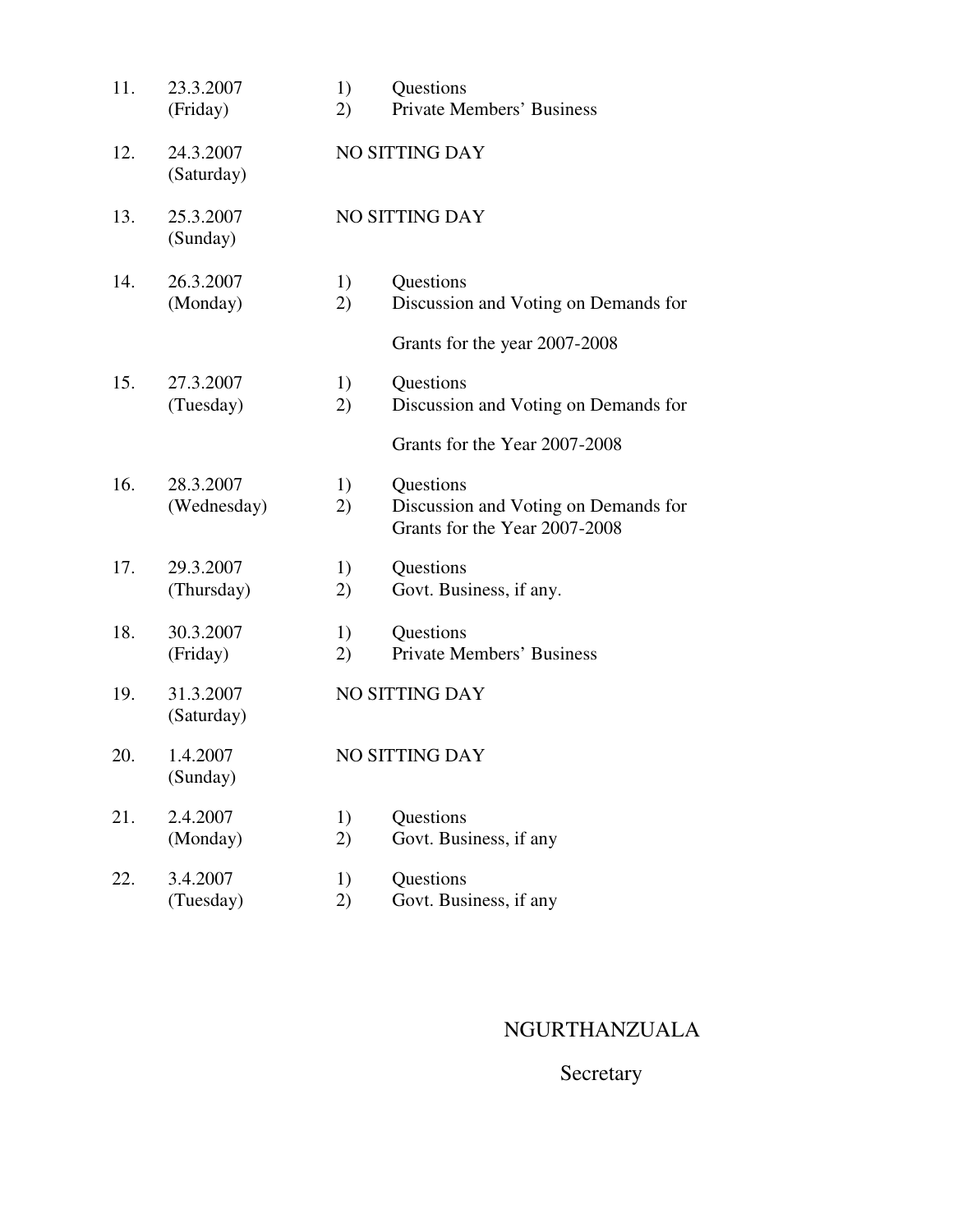| | | |
|---|---|---|
| 11. | 23.3.2007 (Friday) | 1) Questions<br>2) Private Members' Business |
| 12. | 24.3.2007 (Saturday) | NO SITTING DAY |
| 13. | 25.3.2007 (Sunday) | NO SITTING DAY |
| 14. | 26.3.2007 (Monday) | 1) Questions<br>2) Discussion and Voting on Demands for Grants for the year 2007-2008 |
| 15. | 27.3.2007 (Tuesday) | 1) Questions<br>2) Discussion and Voting on Demands for Grants for the Year 2007-2008 |
| 16. | 28.3.2007 (Wednesday) | 1) Questions<br>2) Discussion and Voting on Demands for Grants for the Year 2007-2008 |
| 17. | 29.3.2007 (Thursday) | 1) Questions<br>2) Govt. Business, if any. |
| 18. | 30.3.2007 (Friday) | 1) Questions<br>2) Private Members' Business |
| 19. | 31.3.2007 (Saturday) | NO SITTING DAY |
| 20. | 1.4.2007 (Sunday) | NO SITTING DAY |
| 21. | 2.4.2007 (Monday) | 1) Questions<br>2) Govt. Business, if any |
| 22. | 3.4.2007 (Tuesday) | 1) Questions<br>2) Govt. Business, if any |

NGURTHANZUALA

Secretary